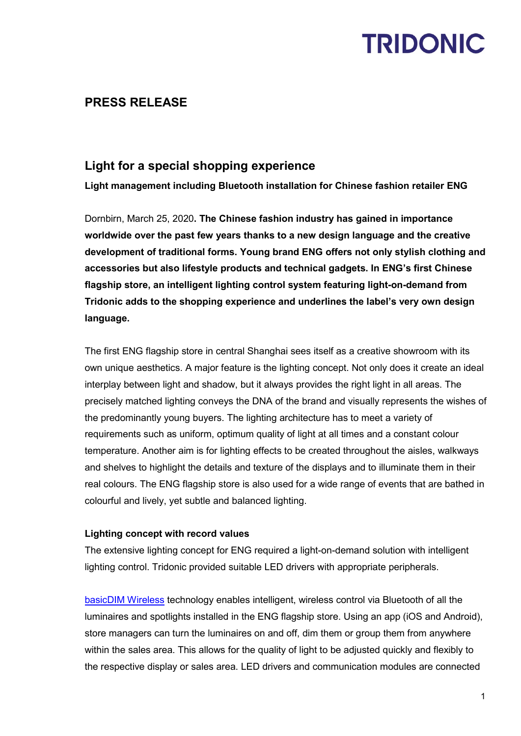TRIDONIC

## PRESS RELEASE

# Light for a special shopping experience

**Light management including Bluetooth installation for Chinese fashion retailer ENG**

Dornbirn, March 25, 2020**. The Chinese fashion industry has gained in importance worldwide over the past few years thanks to a new design language and the creative development of traditional forms. Young brand ENG offers not only stylish clothing and accessories but also lifestyle products and technical gadgets. In ENG's first Chinese flagship store, an intelligent lighting control system featuring light-on-demand from Tridonic adds to the shopping experience and underlines the label's very own design language.**

The first ENG flagship store in central Shanghai sees itself as a creative showroom with its own unique aesthetics. A major feature is the lighting concept. Not only does it create an ideal interplay between light and shadow, but it always provides the right light in all areas. The precisely matched lighting conveys the DNA of the brand and visually represents the wishes of the predominantly young buyers. The lighting architecture has to meet a variety of requirements such as uniform, optimum quality of light at all times and a constant colour temperature. Another aim is for lighting effects to be created throughout the aisles, walkways and shelves to highlight the details and texture of the displays and to illuminate them in their real colours. The ENG flagship store is also used for a wide range of events that are bathed in colourful and lively, yet subtle and balanced lighting.

### Lighting concept with record values

The extensive lighting concept for ENG required a light-on-demand solution with intelligent lighting control. Tridonic provided suitable LED drivers with appropriate peripherals.

basicDIM Wireless technology enables intelligent, wireless control via Bluetooth of all the luminaires and spotlights installed in the ENG flagship store. Using an app (iOS and Android), store managers can turn the luminaires on and off, dim them or group them from anywhere within the sales area. This allows for the quality of light to be adjusted quickly and flexibly to the respective display or sales area. LED drivers and communication modules are connected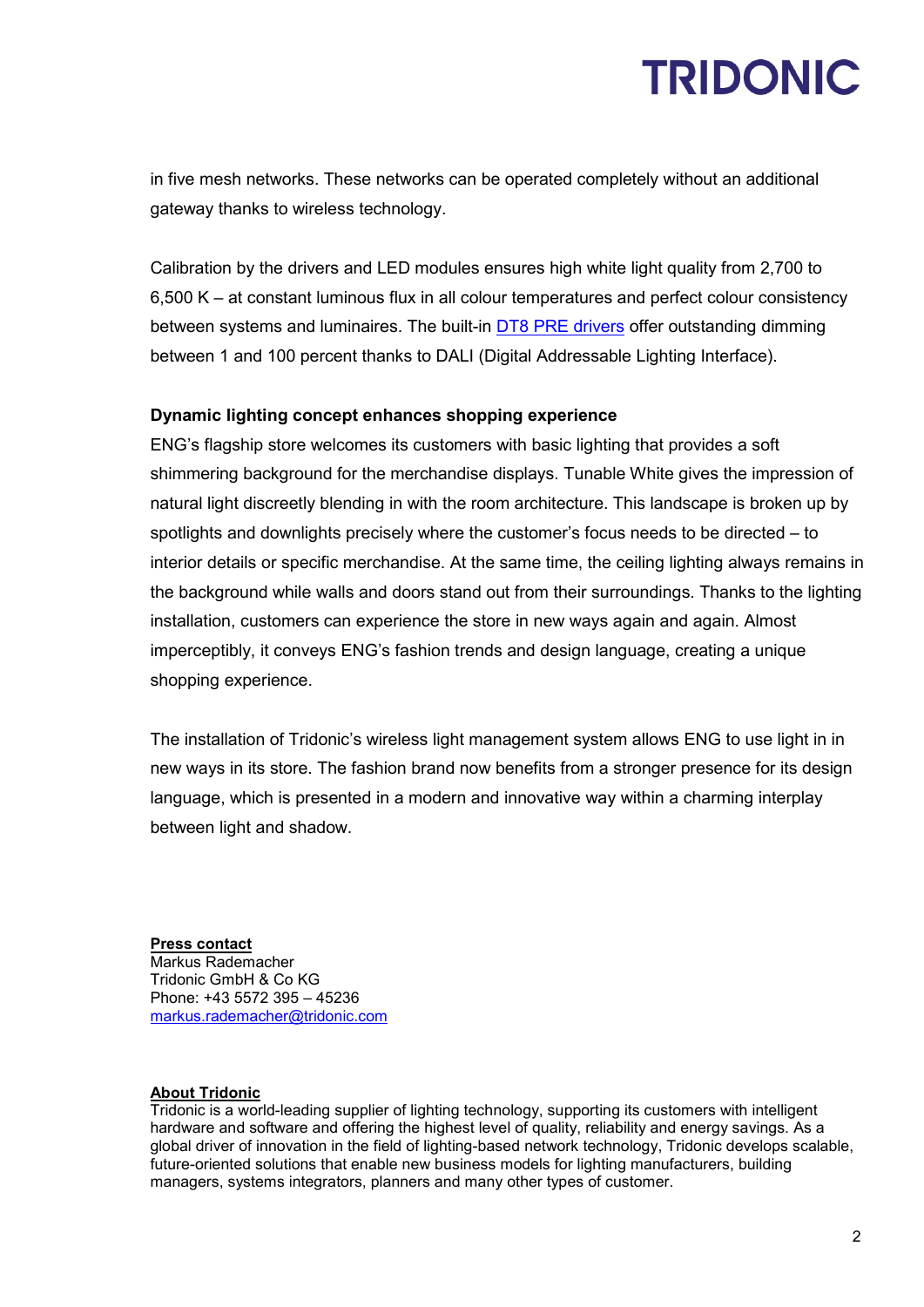in five mesh networks. These networks can be operated completely without an additional gateway thanks to wireless technology.

Calibration by the drivers and LED modules ensures high white light quality from 2,700 to 6,500 K – at constant luminous flux in all colour temperatures and perfect colour consistency between systems and luminaires. The built-in DT8 PRE drivers offer outstanding dimming between 1 and 100 percent thanks to DALI (Digital Addressable Lighting Interface).

**Dynamic lighting concept enhances shopping experience**

ENG's flagship store welcomes its customers with basic lighting that provides a soft shimmering background for the merchandise displays. Tunable White gives the impression of natural light discreetly blending in with the room architecture. This landscape is broken up by spotlights and downlights precisely where the customer's focus needs to be directed – to interior details or specific merchandise. At the same time, the ceiling lighting always remains in the background while walls and doors stand out from their surroundings. Thanks to the lighting installation, customers can experience the store in new ways again and again. Almost imperceptibly, it conveys ENG's fashion trends and design language, creating a unique shopping experience.

The installation of Tridonic's wireless light management system allows ENG to use light in in new ways in its store. The fashion brand now benefits from a stronger presence for its design language, which is presented in a modern and innovative way within a charming interplay between light and shadow.

**Press contact**
Markus Rademacher
Tridonic GmbH & Co KG
Phone: +43 5572 395 – 45236
markus.rademacher@tridonic.com

**About Tridonic**
Tridonic is a world-leading supplier of lighting technology, supporting its customers with intelligent hardware and software and offering the highest level of quality, reliability and energy savings. As a global driver of innovation in the field of lighting-based network technology, Tridonic develops scalable, future-oriented solutions that enable new business models for lighting manufacturers, building managers, systems integrators, planners and many other types of customer.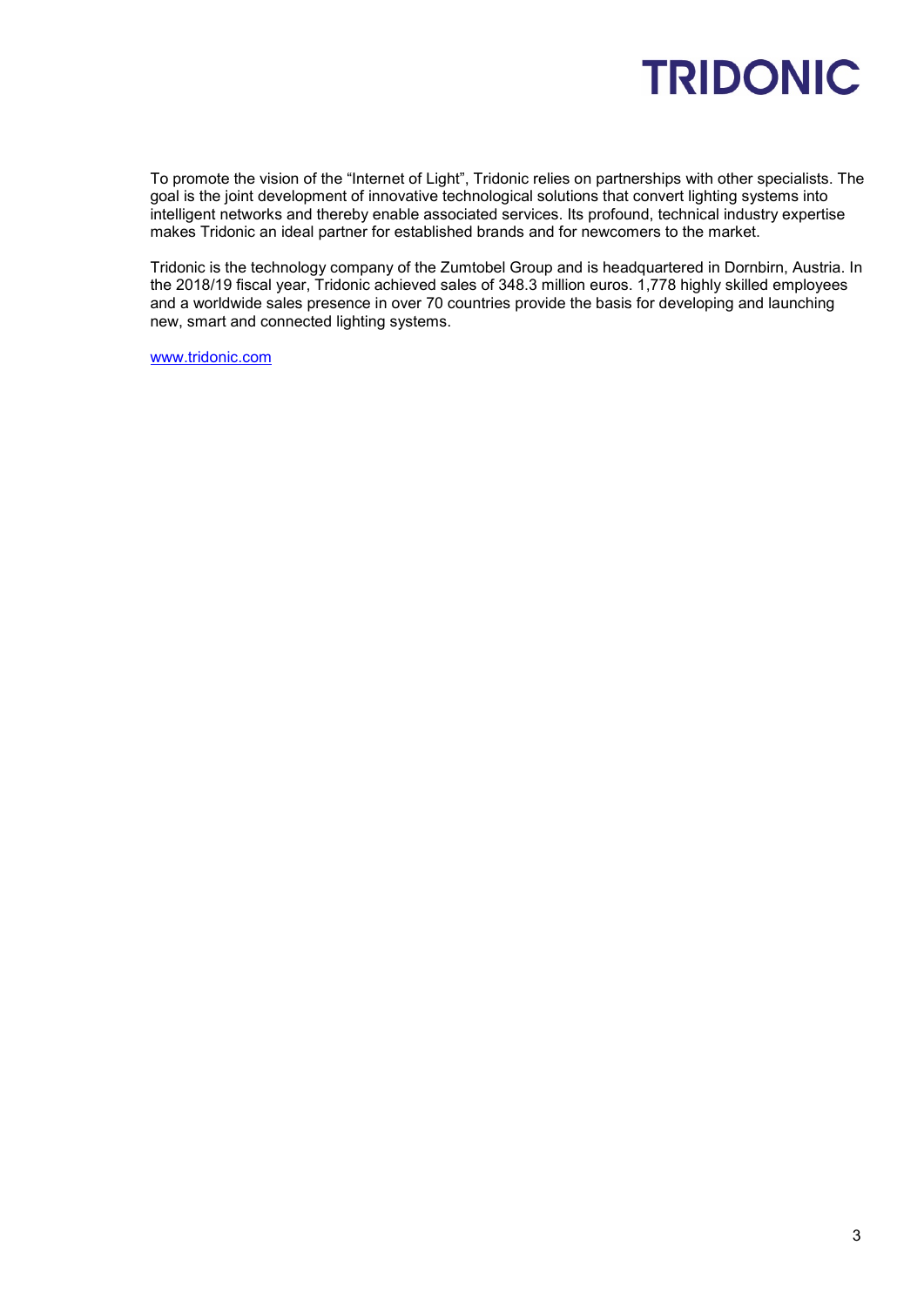To promote the vision of the “Internet of Light”, Tridonic relies on partnerships with other specialists. The goal is the joint development of innovative technological solutions that convert lighting systems into intelligent networks and thereby enable associated services. Its profound, technical industry expertise makes Tridonic an ideal partner for established brands and for newcomers to the market.

Tridonic is the technology company of the Zumtobel Group and is headquartered in Dornbirn, Austria. In the 2018/19 fiscal year, Tridonic achieved sales of 348.3 million euros. 1,778 highly skilled employees and a worldwide sales presence in over 70 countries provide the basis for developing and launching new, smart and connected lighting systems.

www.tridonic.com